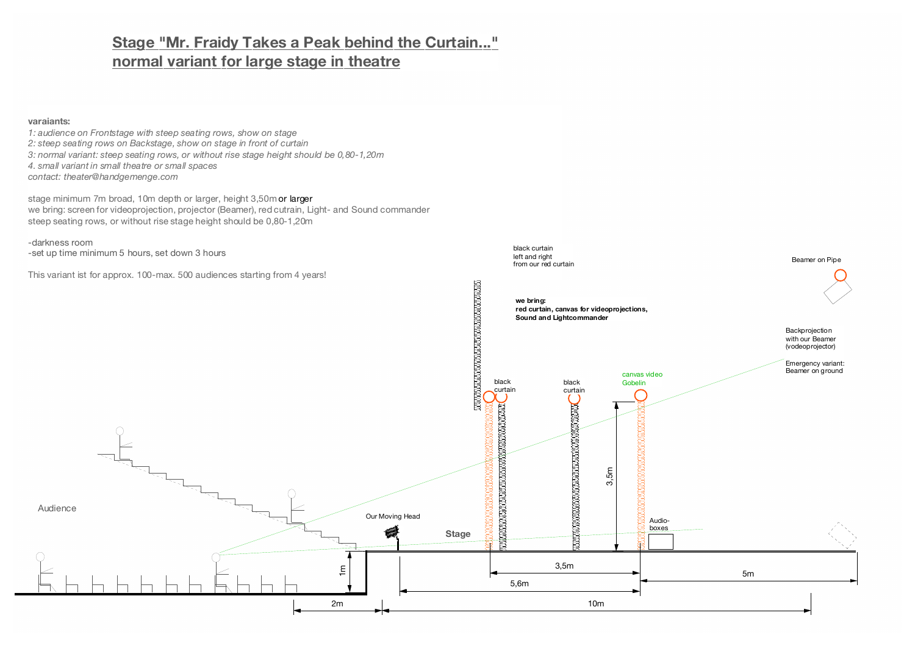# Stage "Mr. Fraidy Takes a Peak behind the Curtain..."
# normal variant for large stage in theatre

**varaiants:**

*1: audience on Frontstage with steep seating rows, show on stage*
*2: steep seating rows on Backstage, show on stage in front of curtain*
*3: normal variant: steep seating rows, or without rise stage height should be 0,80-1,20m*
*4. small variant in small theatre or small spaces*
*contact: theater@handgemenge.com*

stage minimum 7m broad, 10m depth or larger, height 3,50m or larger
we bring: screen for videoprojection, projector (Beamer), red cutrain, Light- and Sound commander
steep seating rows, or without rise stage height should be 0,80-1,20m

-darkness room
-set up time minimum 5 hours, set down 3 hours

This variant ist for approx. 100-max. 500 audiences starting from 4 years!

black curtain
left and right
from our red curtain

**we bring:**
**red curtain, canvas for videoprojections,**
**Sound and Lightcommander**

Beamer on Pipe

Backprojection
with our Beamer
(vodeoprojector)

Emergency variant:
Beamer on ground

black curtain

black curtain

canvas video
Gobelin

3,5m

Audience

Our Moving Head

Stage

Audio-
boxes

1m

2m

3,5m

5,6m

5m

10m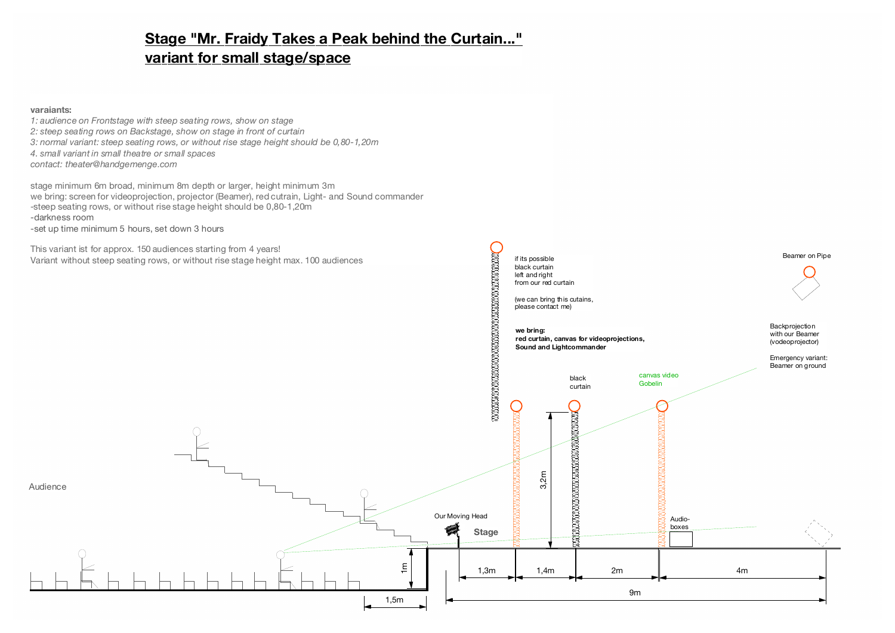# Stage "Mr. Fraidy Takes a Peak behind the Curtain..." variant for small stage/space

**varaiants:**

*1: audience on Frontstage with steep seating rows, show on stage*
*2: steep seating rows on Backstage, show on stage in front of curtain*
*3: normal variant: steep seating rows, or without rise stage height should be 0,80-1,20m*
*4. small variant in small theatre or small spaces*
*contact: theater@handgemenge.com*

stage minimum 6m broad, minimum 8m depth or larger, height minimum 3m
we bring: screen for videoprojection, projector (Beamer), red cutrain, Light- and Sound commander
-steep seating rows, or without rise stage height should be 0,80-1,20m
-darkness room
-set up time minimum 5 hours, set down 3 hours

This variant ist for approx. 150 audiences starting from 4 years!
Variant without steep seating rows, or without rise stage height max. 100 audiences

if its possible black curtain left and right from our red curtain

(we can bring this cutains, please contact me)

**we bring: red curtain, canvas for videoprojections, Sound and Lightcommander**

Beamer on Pipe

Backprojection with our Beamer (vodeoprojector)

Emergency variant: Beamer on ground

black curtain

canvas video Gobelin

3,2m

Audience

Our Moving Head

Stage

Audio-boxes

1m

1,5m

1,3m

1,4m

2m

4m

9m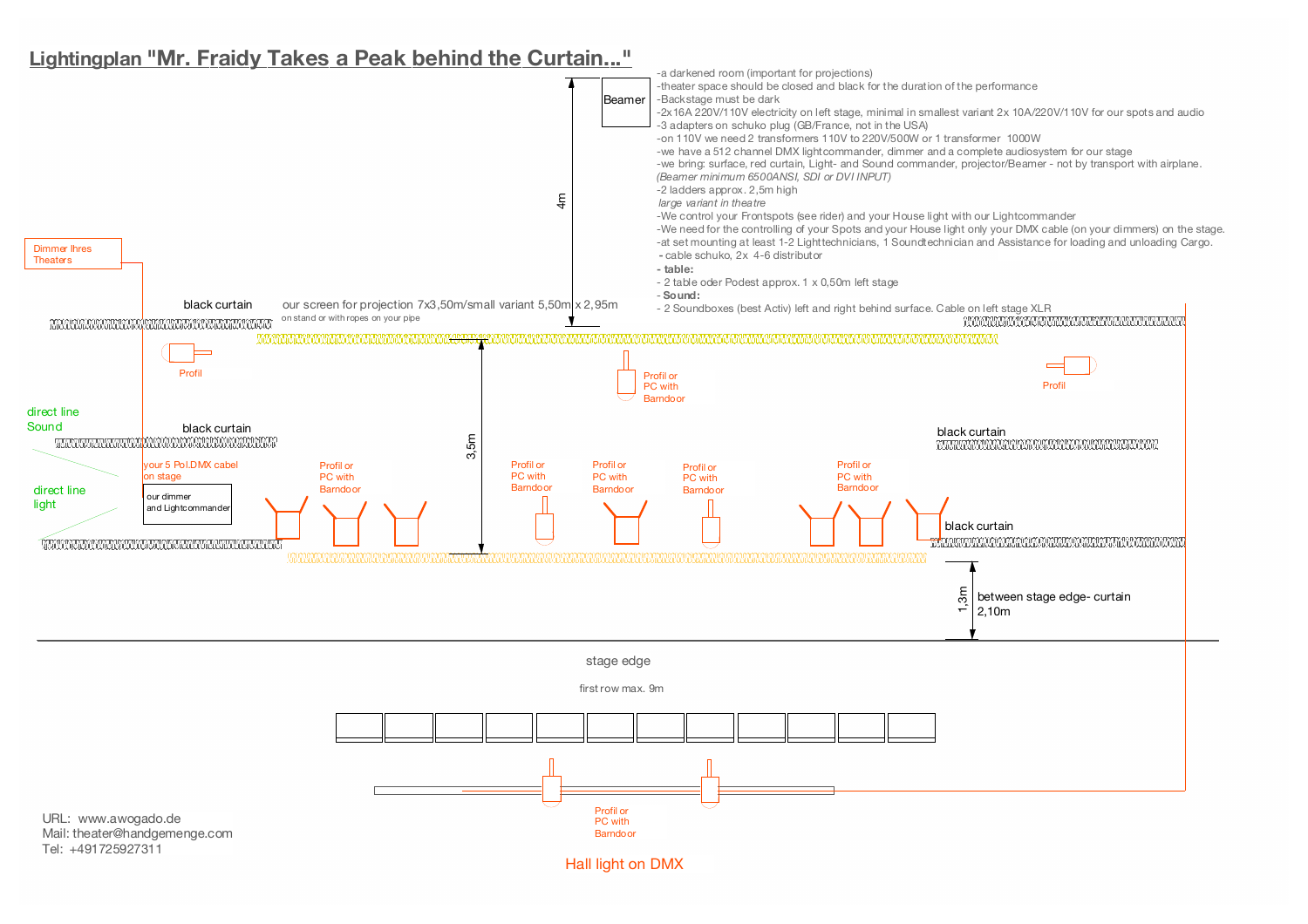# Lightingplan "Mr. Fraidy Takes a Peak behind the Curtain..."

- -a darkened room (important for projections)
- -theater space should be closed and black for the duration of the performance
- -Backstage must be dark
- -2x16A 220V/110V electricity on left stage, minimal in smallest variant 2x 10A/220V/110V for our spots and audio
- -3 adapters on schuko plug (GB/France, not in the USA)
- -on 110V we need 2 transformers 110V to 220V/500W or 1 transformer 1000W
- -we have a 512 channel DMX lightcommander, dimmer and a complete audiosystem for our stage
- -we bring: surface, red curtain, Light- and Sound commander, projector/Beamer - not by transport with airplane.
  *(Beamer minimum 6500ANSI, SDI or DVI INPUT)*
- -2 ladders approx. 2,5m high
  *large variant in theatre*
- -We control your Frontspots (see rider) and your House light with our Lightcommander
- -We need for the controlling of your Spots and your House light only your DMX cable (on your dimmers) on the stage.
- -at set mounting at least 1-2 Lighttechnicians, 1 Soundtechnician and Assistance for loading and unloading Cargo.
- - cable schuko, 2x 4-6 distributor
- **- table:**
- - 2 table oder Podest approx. 1 x 0,50m left stage
- **- Sound:**
- - 2 Soundboxes (best Activ) left and right behind surface. Cable on left stage XLR

Beamer

4m

Dimmer Ihres Theaters

black curtain

our screen for projection 7x3,50m/small variant 5,50m x 2,95m

on stand or with ropes on your pipe

Profil

Profil or PC with Barndoor

Profil

direct line Sound

black curtain

black curtain

3,5m

your 5 Pol.DMX cabel on stage

our dimmer and Lightcommander

direct line light

Profil or PC with Barndoor

Profil or PC with Barndoor

Profil or PC with Barndoor

Profil or PC with Barndoor

Profil or PC with Barndoor

black curtain

1,3m

between stage edge- curtain 2,10m

stage edge

first row max. 9m

Profil or PC with Barndoor

Hall light on DMX

URL: www.awogado.de
Mail: theater@handgemenge.com
Tel: +491725927311